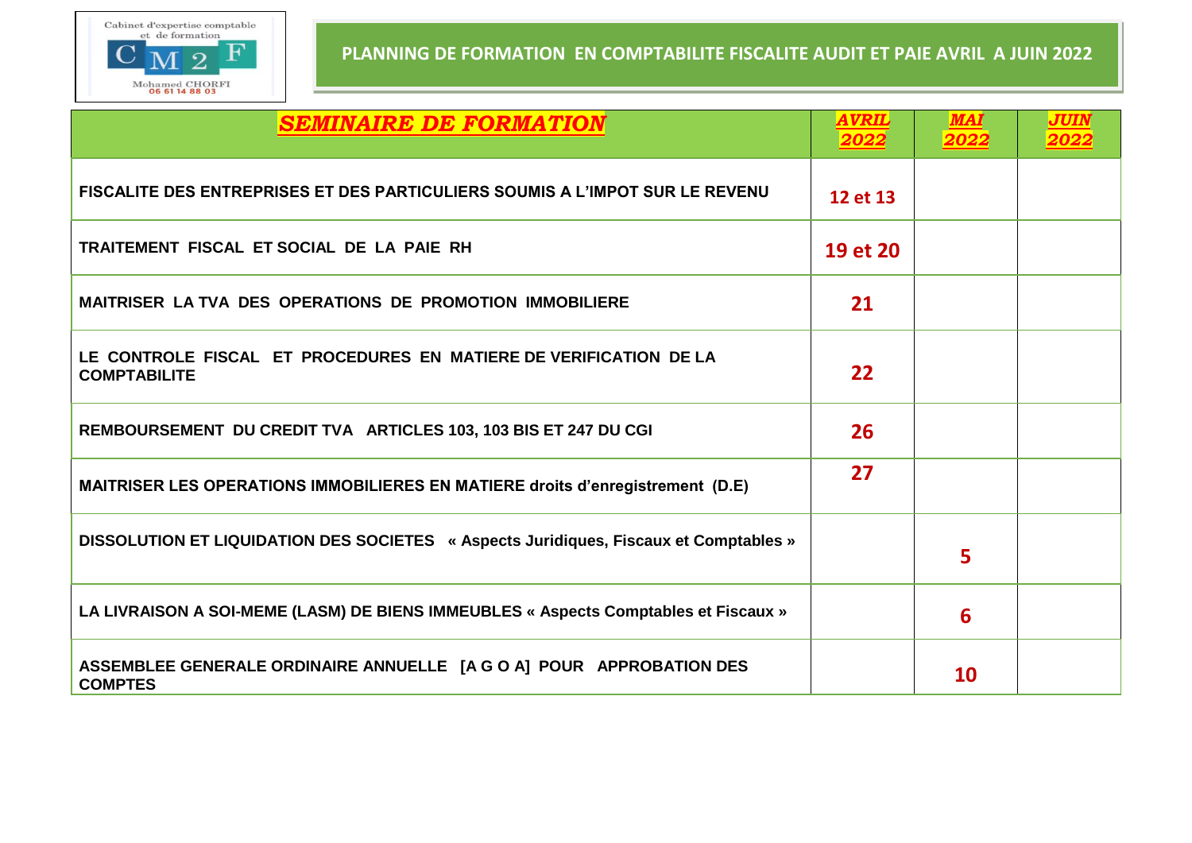Cabinet d'expertise comptable et de formation

CM2F

Mohamed CHORFI
06 61 14 88 03

## PLANNING DE FORMATION EN COMPTABILITE FISCALITE AUDIT ET PAIE AVRIL A JUIN 2022

| *SEMINAIRE DE FORMATION* | *AVRIL 2022* | *MAI 2022* | *JUIN 2022* |
|---|---|---|---|
| **FISCALITE DES ENTREPRISES ET DES PARTICULIERS SOUMIS A L'IMPOT SUR LE REVENU** | **12 et 13** | | |
| **TRAITEMENT FISCAL ET SOCIAL DE LA PAIE RH** | **19 et 20** | | |
| **MAITRISER LA TVA DES OPERATIONS DE PROMOTION IMMOBILIERE** | **21** | | |
| **LE CONTROLE FISCAL ET PROCEDURES EN MATIERE DE VERIFICATION DE LA COMPTABILITE** | **22** | | |
| **REMBOURSEMENT DU CREDIT TVA ARTICLES 103, 103 BIS ET 247 DU CGI** | **26** | | |
| **MAITRISER LES OPERATIONS IMMOBILIERES EN MATIERE droits d'enregistrement (D.E)** | **27** | | |
| **DISSOLUTION ET LIQUIDATION DES SOCIETES « Aspects Juridiques, Fiscaux et Comptables »** | | **5** | |
| **LA LIVRAISON A SOI-MEME (LASM) DE BIENS IMMEUBLES « Aspects Comptables et Fiscaux »** | | **6** | |
| **ASSEMBLEE GENERALE ORDINAIRE ANNUELLE [A G O A] POUR APPROBATION DES COMPTES** | | **10** | |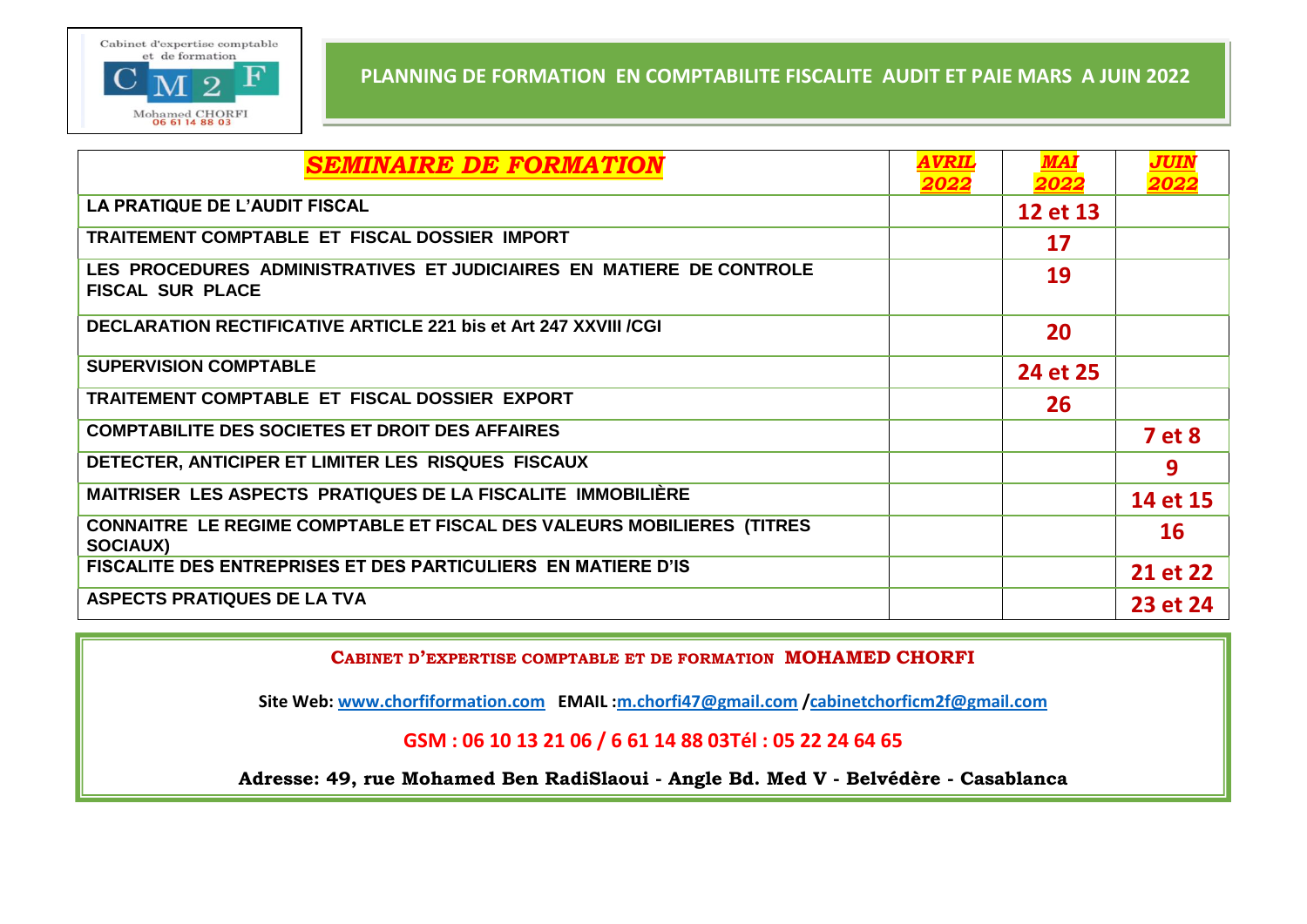Cabinet d'expertise comptable et de formation

CM2F

Mohamed CHORFI
06 61 14 88 03

## PLANNING DE FORMATION EN COMPTABILITE FISCALITE AUDIT ET PAIE MARS A JUIN 2022

| ***SEMINAIRE DE FORMATION*** | ***AVRIL 2022*** | ***MAI 2022*** | ***JUIN 2022*** |
|---|---|---|---|
| **LA PRATIQUE DE L'AUDIT FISCAL** | | **12 et 13** | |
| **TRAITEMENT COMPTABLE ET FISCAL DOSSIER IMPORT** | | **17** | |
| **LES PROCEDURES ADMINISTRATIVES ET JUDICIAIRES EN MATIERE DE CONTROLE FISCAL SUR PLACE** | | **19** | |
| **DECLARATION RECTIFICATIVE ARTICLE 221 bis et Art 247 XXVIII /CGI** | | **20** | |
| **SUPERVISION COMPTABLE** | | **24 et 25** | |
| **TRAITEMENT COMPTABLE ET FISCAL DOSSIER EXPORT** | | **26** | |
| **COMPTABILITE DES SOCIETES ET DROIT DES AFFAIRES** | | | **7 et 8** |
| **DETECTER, ANTICIPER ET LIMITER LES RISQUES FISCAUX** | | | **9** |
| **MAITRISER LES ASPECTS PRATIQUES DE LA FISCALITE IMMOBILIÈRE** | | | **14 et 15** |
| **CONNAITRE LE REGIME COMPTABLE ET FISCAL DES VALEURS MOBILIERES (TITRES SOCIAUX)** | | | **16** |
| **FISCALITE DES ENTREPRISES ET DES PARTICULIERS EN MATIERE D'IS** | | | **21 et 22** |
| **ASPECTS PRATIQUES DE LA TVA** | | | **23 et 24** |

**CABINET D'EXPERTISE COMPTABLE ET DE FORMATION MOHAMED CHORFI**

**Site Web: www.chorfiformation.com EMAIL :m.chorfi47@gmail.com /cabinetchorficm2f@gmail.com**

**GSM : 06 10 13 21 06 / 6 61 14 88 03Tél : 05 22 24 64 65**

**Adresse: 49, rue Mohamed Ben RadiSlaoui - Angle Bd. Med V - Belvédère - Casablanca**